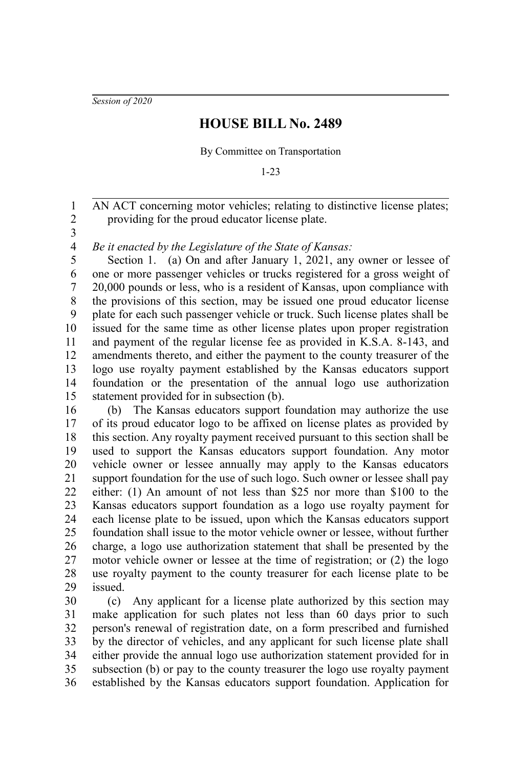*Session of 2020*

# HOUSE BILL No. 2489

By Committee on Transportation

1-23

AN ACT concerning motor vehicles; relating to distinctive license plates; providing for the proud educator license plate.

*Be it enacted by the Legislature of the State of Kansas:*

Section 1. (a) On and after January 1, 2021, any owner or lessee of one or more passenger vehicles or trucks registered for a gross weight of 20,000 pounds or less, who is a resident of Kansas, upon compliance with the provisions of this section, may be issued one proud educator license plate for each such passenger vehicle or truck. Such license plates shall be issued for the same time as other license plates upon proper registration and payment of the regular license fee as provided in K.S.A. 8-143, and amendments thereto, and either the payment to the county treasurer of the logo use royalty payment established by the Kansas educators support foundation or the presentation of the annual logo use authorization statement provided for in subsection (b).

(b) The Kansas educators support foundation may authorize the use of its proud educator logo to be affixed on license plates as provided by this section. Any royalty payment received pursuant to this section shall be used to support the Kansas educators support foundation. Any motor vehicle owner or lessee annually may apply to the Kansas educators support foundation for the use of such logo. Such owner or lessee shall pay either: (1) An amount of not less than $25 nor more than $100 to the Kansas educators support foundation as a logo use royalty payment for each license plate to be issued, upon which the Kansas educators support foundation shall issue to the motor vehicle owner or lessee, without further charge, a logo use authorization statement that shall be presented by the motor vehicle owner or lessee at the time of registration; or (2) the logo use royalty payment to the county treasurer for each license plate to be issued.

(c) Any applicant for a license plate authorized by this section may make application for such plates not less than 60 days prior to such person's renewal of registration date, on a form prescribed and furnished by the director of vehicles, and any applicant for such license plate shall either provide the annual logo use authorization statement provided for in subsection (b) or pay to the county treasurer the logo use royalty payment established by the Kansas educators support foundation. Application for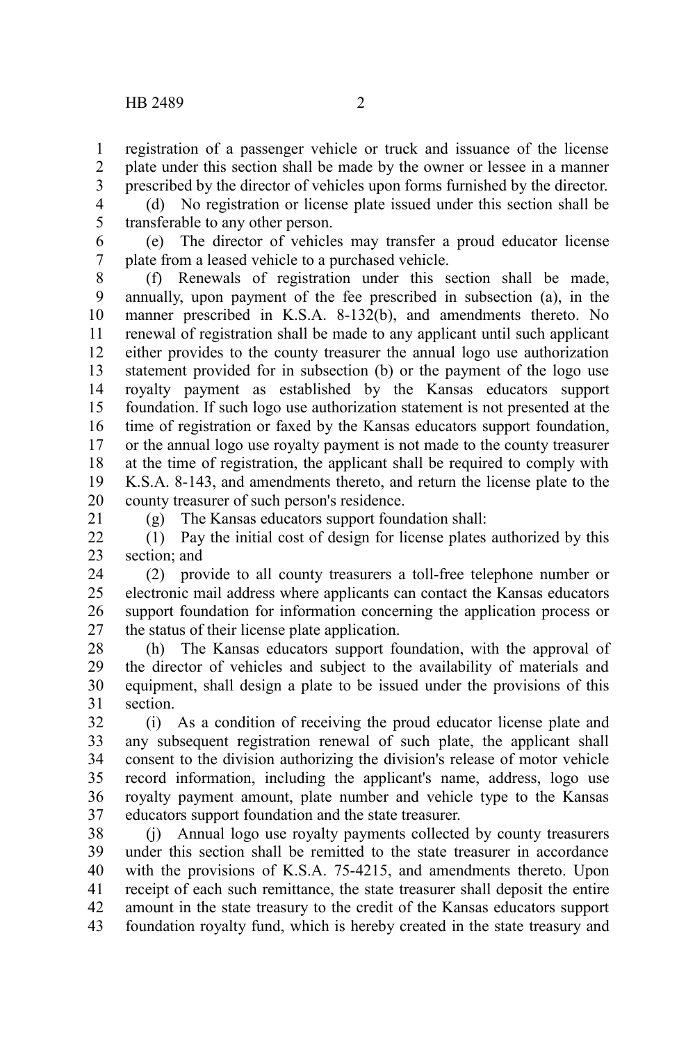registration of a passenger vehicle or truck and issuance of the license plate under this section shall be made by the owner or lessee in a manner prescribed by the director of vehicles upon forms furnished by the director.

(d) No registration or license plate issued under this section shall be transferable to any other person.

(e) The director of vehicles may transfer a proud educator license plate from a leased vehicle to a purchased vehicle.

(f) Renewals of registration under this section shall be made, annually, upon payment of the fee prescribed in subsection (a), in the manner prescribed in K.S.A. 8-132(b), and amendments thereto. No renewal of registration shall be made to any applicant until such applicant either provides to the county treasurer the annual logo use authorization statement provided for in subsection (b) or the payment of the logo use royalty payment as established by the Kansas educators support foundation. If such logo use authorization statement is not presented at the time of registration or faxed by the Kansas educators support foundation, or the annual logo use royalty payment is not made to the county treasurer at the time of registration, the applicant shall be required to comply with K.S.A. 8-143, and amendments thereto, and return the license plate to the county treasurer of such person's residence.

(g) The Kansas educators support foundation shall:

(1) Pay the initial cost of design for license plates authorized by this section; and

(2) provide to all county treasurers a toll-free telephone number or electronic mail address where applicants can contact the Kansas educators support foundation for information concerning the application process or the status of their license plate application.

(h) The Kansas educators support foundation, with the approval of the director of vehicles and subject to the availability of materials and equipment, shall design a plate to be issued under the provisions of this section.

(i) As a condition of receiving the proud educator license plate and any subsequent registration renewal of such plate, the applicant shall consent to the division authorizing the division's release of motor vehicle record information, including the applicant's name, address, logo use royalty payment amount, plate number and vehicle type to the Kansas educators support foundation and the state treasurer.

(j) Annual logo use royalty payments collected by county treasurers under this section shall be remitted to the state treasurer in accordance with the provisions of K.S.A. 75-4215, and amendments thereto. Upon receipt of each such remittance, the state treasurer shall deposit the entire amount in the state treasury to the credit of the Kansas educators support foundation royalty fund, which is hereby created in the state treasury and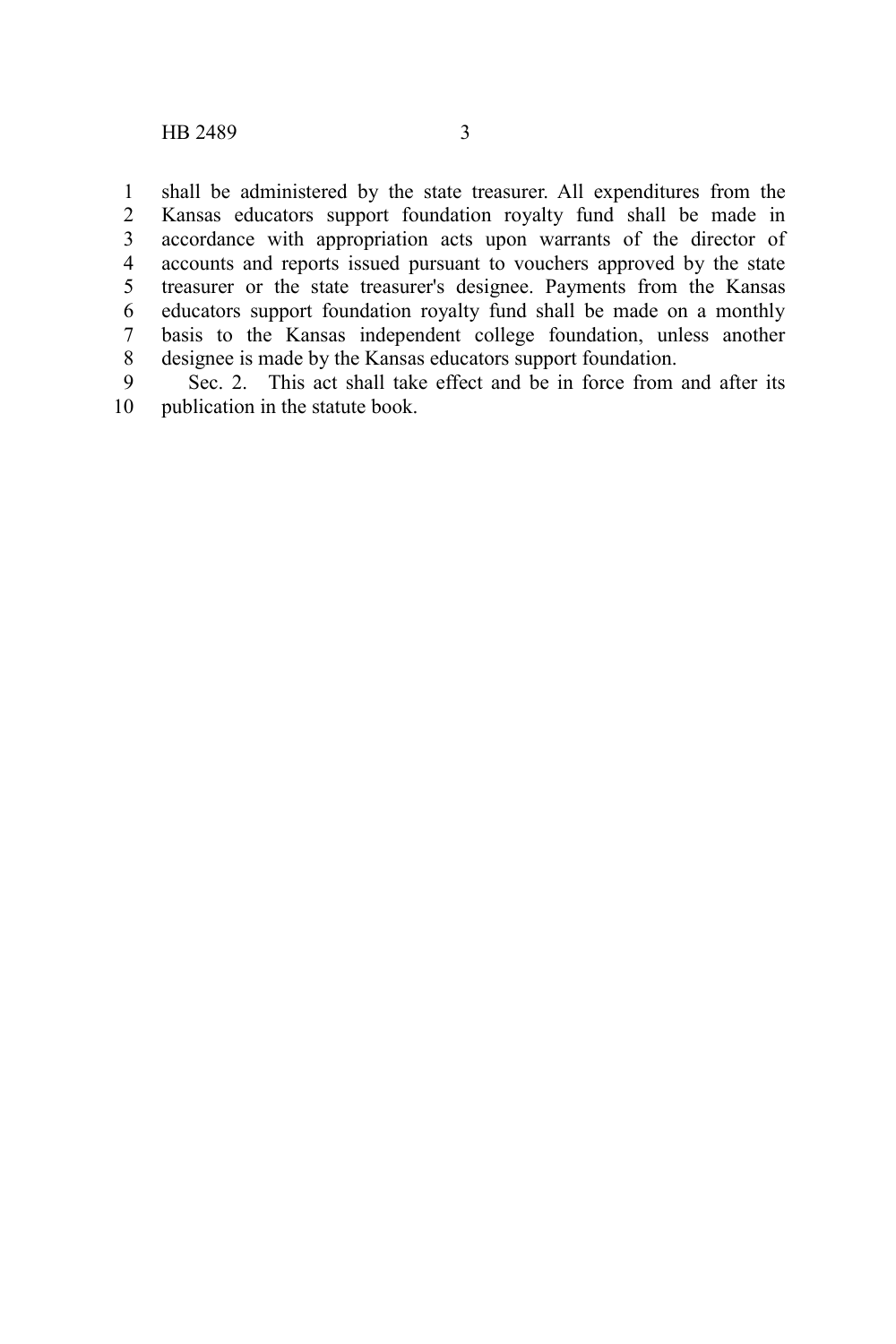shall be administered by the state treasurer. All expenditures from the Kansas educators support foundation royalty fund shall be made in accordance with appropriation acts upon warrants of the director of accounts and reports issued pursuant to vouchers approved by the state treasurer or the state treasurer's designee. Payments from the Kansas educators support foundation royalty fund shall be made on a monthly basis to the Kansas independent college foundation, unless another designee is made by the Kansas educators support foundation.

Sec. 2. This act shall take effect and be in force from and after its publication in the statute book.